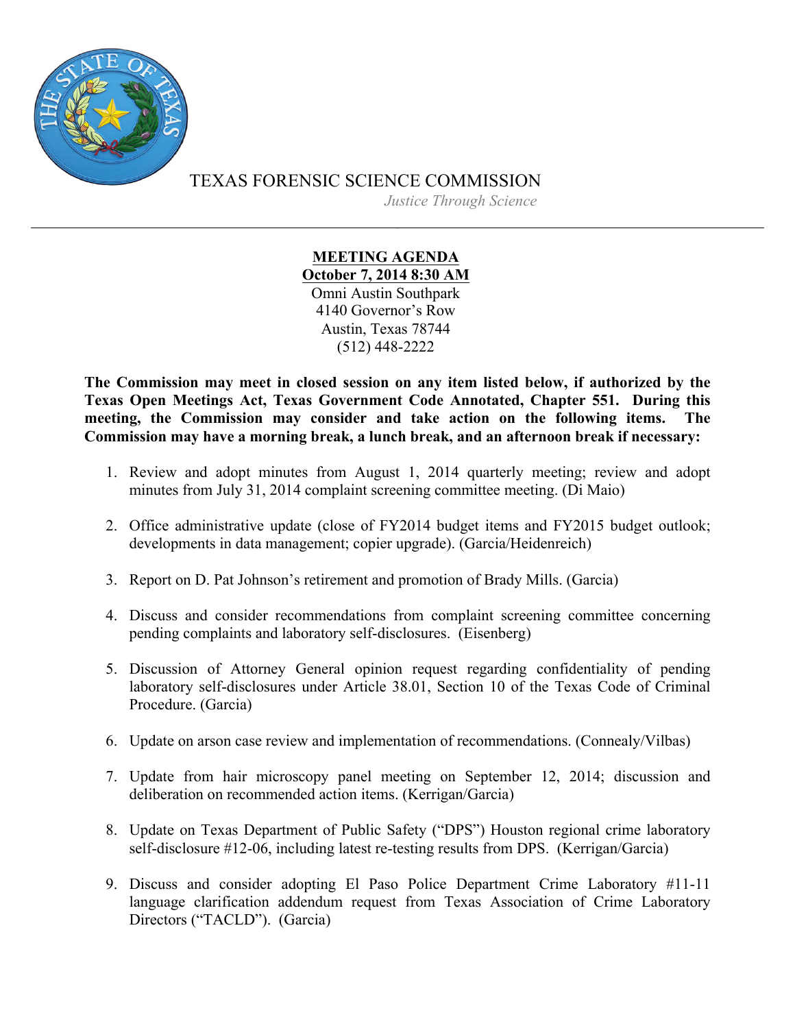# TEXAS FORENSIC SCIENCE COMMISSION

*Justice Through Science*

---

**MEETING AGENDA**
**October 7, 2014 8:30 AM**
Omni Austin Southpark
4140 Governor's Row
Austin, Texas 78744
(512) 448-2222

**The Commission may meet in closed session on any item listed below, if authorized by the Texas Open Meetings Act, Texas Government Code Annotated, Chapter 551. During this meeting, the Commission may consider and take action on the following items. The Commission may have a morning break, a lunch break, and an afternoon break if necessary:**

1. Review and adopt minutes from August 1, 2014 quarterly meeting; review and adopt minutes from July 31, 2014 complaint screening committee meeting. (Di Maio)

2. Office administrative update (close of FY2014 budget items and FY2015 budget outlook; developments in data management; copier upgrade). (Garcia/Heidenreich)

3. Report on D. Pat Johnson's retirement and promotion of Brady Mills. (Garcia)

4. Discuss and consider recommendations from complaint screening committee concerning pending complaints and laboratory self-disclosures. (Eisenberg)

5. Discussion of Attorney General opinion request regarding confidentiality of pending laboratory self-disclosures under Article 38.01, Section 10 of the Texas Code of Criminal Procedure. (Garcia)

6. Update on arson case review and implementation of recommendations. (Connealy/Vilbas)

7. Update from hair microscopy panel meeting on September 12, 2014; discussion and deliberation on recommended action items. (Kerrigan/Garcia)

8. Update on Texas Department of Public Safety ("DPS") Houston regional crime laboratory self-disclosure #12-06, including latest re-testing results from DPS. (Kerrigan/Garcia)

9. Discuss and consider adopting El Paso Police Department Crime Laboratory #11-11 language clarification addendum request from Texas Association of Crime Laboratory Directors ("TACLD"). (Garcia)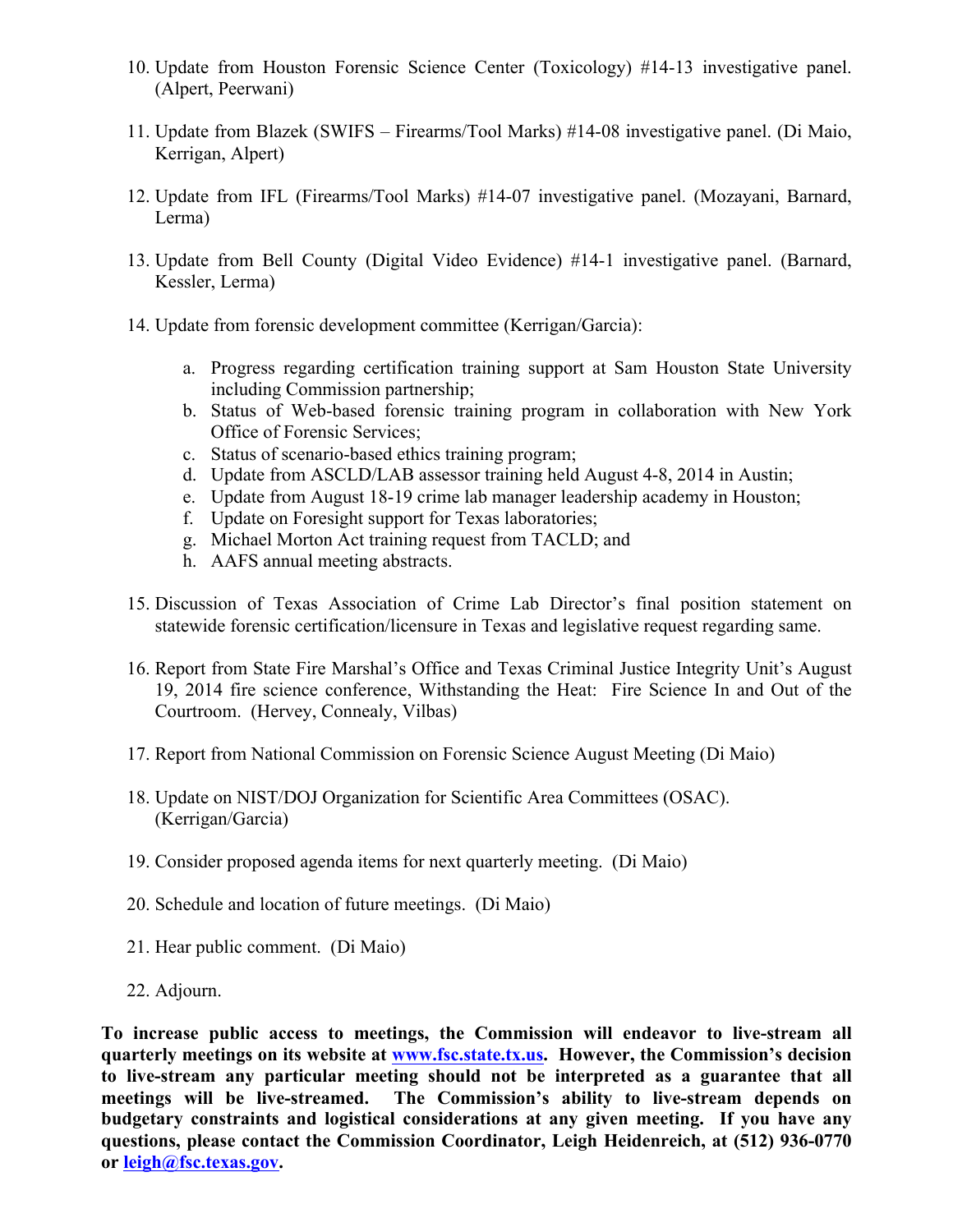10. Update from Houston Forensic Science Center (Toxicology) #14-13 investigative panel. (Alpert, Peerwani)

11. Update from Blazek (SWIFS – Firearms/Tool Marks) #14-08 investigative panel. (Di Maio, Kerrigan, Alpert)

12. Update from IFL (Firearms/Tool Marks) #14-07 investigative panel. (Mozayani, Barnard, Lerma)

13. Update from Bell County (Digital Video Evidence) #14-1 investigative panel. (Barnard, Kessler, Lerma)

14. Update from forensic development committee (Kerrigan/Garcia):

    a. Progress regarding certification training support at Sam Houston State University including Commission partnership;
    b. Status of Web-based forensic training program in collaboration with New York Office of Forensic Services;
    c. Status of scenario-based ethics training program;
    d. Update from ASCLD/LAB assessor training held August 4-8, 2014 in Austin;
    e. Update from August 18-19 crime lab manager leadership academy in Houston;
    f. Update on Foresight support for Texas laboratories;
    g. Michael Morton Act training request from TACLD; and
    h. AAFS annual meeting abstracts.

15. Discussion of Texas Association of Crime Lab Director's final position statement on statewide forensic certification/licensure in Texas and legislative request regarding same.

16. Report from State Fire Marshal's Office and Texas Criminal Justice Integrity Unit's August 19, 2014 fire science conference, Withstanding the Heat: Fire Science In and Out of the Courtroom. (Hervey, Connealy, Vilbas)

17. Report from National Commission on Forensic Science August Meeting (Di Maio)

18. Update on NIST/DOJ Organization for Scientific Area Committees (OSAC). (Kerrigan/Garcia)

19. Consider proposed agenda items for next quarterly meeting. (Di Maio)

20. Schedule and location of future meetings. (Di Maio)

21. Hear public comment. (Di Maio)

22. Adjourn.

**To increase public access to meetings, the Commission will endeavor to live-stream all quarterly meetings on its website at [www.fsc.state.tx.us](http://www.fsc.state.tx.us). However, the Commission's decision to live-stream any particular meeting should not be interpreted as a guarantee that all meetings will be live-streamed. The Commission's ability to live-stream depends on budgetary constraints and logistical considerations at any given meeting. If you have any questions, please contact the Commission Coordinator, Leigh Heidenreich, at (512) 936-0770 or [leigh@fsc.texas.gov](mailto:leigh@fsc.texas.gov).**